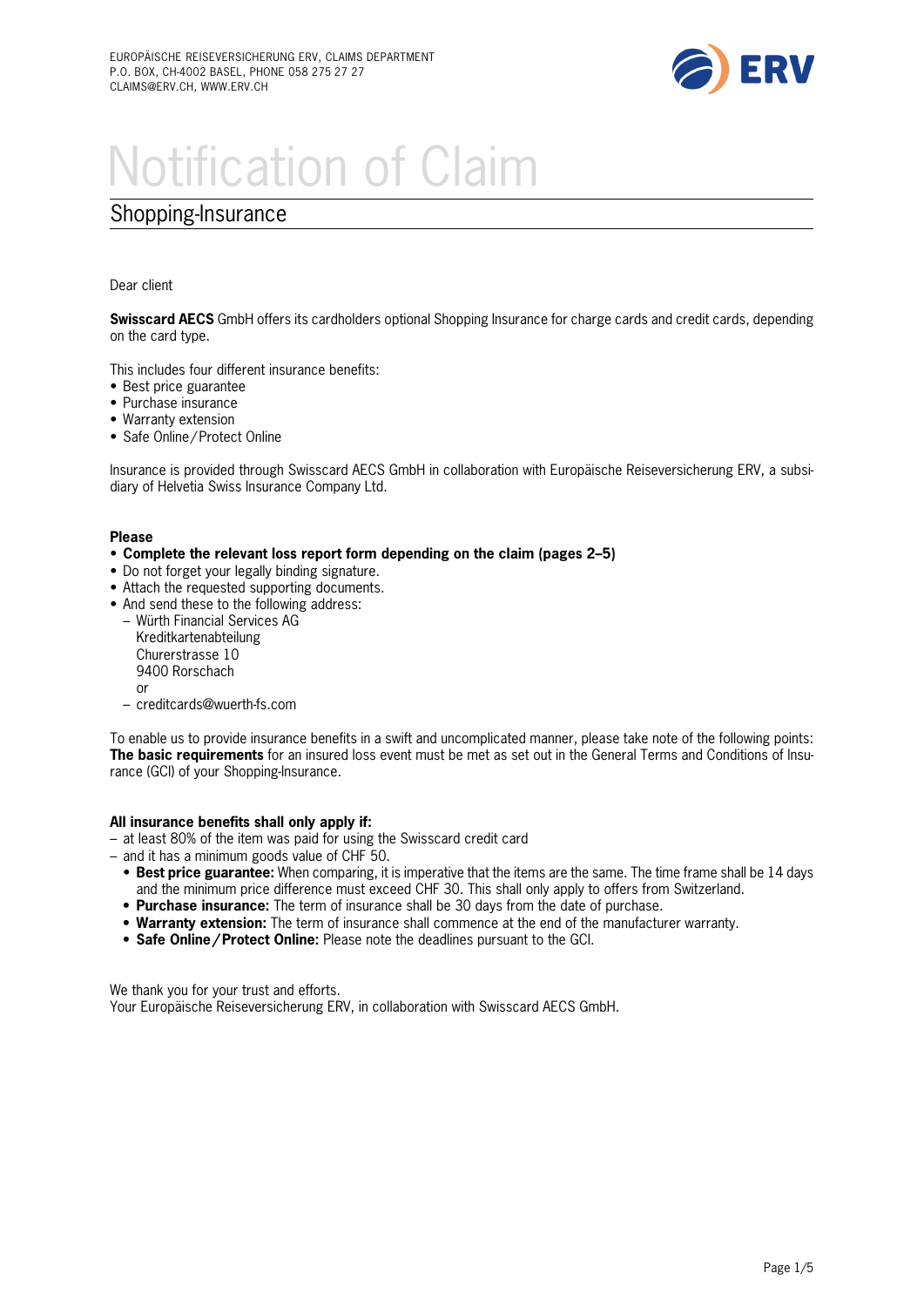EUROPÄISCHE REISEVERSICHERUNG ERV, CLAIMS DEPARTMENT
P.O. BOX, CH-4002 BASEL, PHONE 058 275 27 27
CLAIMS@ERV.CH, WWW.ERV.CH

# Notification of Claim

## Shopping-Insurance

Dear client

**Swisscard AECS** GmbH offers its cardholders optional Shopping Insurance for charge cards and credit cards, depending on the card type.

This includes four different insurance benefits:

- Best price guarantee
- Purchase insurance
- Warranty extension
- Safe Online / Protect Online

Insurance is provided through Swisscard AECS GmbH in collaboration with Europäische Reiseversicherung ERV, a subsidiary of Helvetia Swiss Insurance Company Ltd.

**Please**

- **Complete the relevant loss report form depending on the claim (pages 2–5)**
- Do not forget your legally binding signature.
- Attach the requested supporting documents.
- And send these to the following address:
  - Würth Financial Services AG
    Kreditkartenabteilung
    Churerstrasse 10
    9400 Rorschach
    or
  - creditcards@wuerth-fs.com

To enable us to provide insurance benefits in a swift and uncomplicated manner, please take note of the following points:
**The basic requirements** for an insured loss event must be met as set out in the General Terms and Conditions of Insurance (GCI) of your Shopping-Insurance.

**All insurance benefits shall only apply if:**

- at least 80% of the item was paid for using the Swisscard credit card
- and it has a minimum goods value of CHF 50.
  - **Best price guarantee:** When comparing, it is imperative that the items are the same. The time frame shall be 14 days and the minimum price difference must exceed CHF 30. This shall only apply to offers from Switzerland.
  - **Purchase insurance:** The term of insurance shall be 30 days from the date of purchase.
  - **Warranty extension:** The term of insurance shall commence at the end of the manufacturer warranty.
  - **Safe Online / Protect Online:** Please note the deadlines pursuant to the GCI.

We thank you for your trust and efforts.
Your Europäische Reiseversicherung ERV, in collaboration with Swisscard AECS GmbH.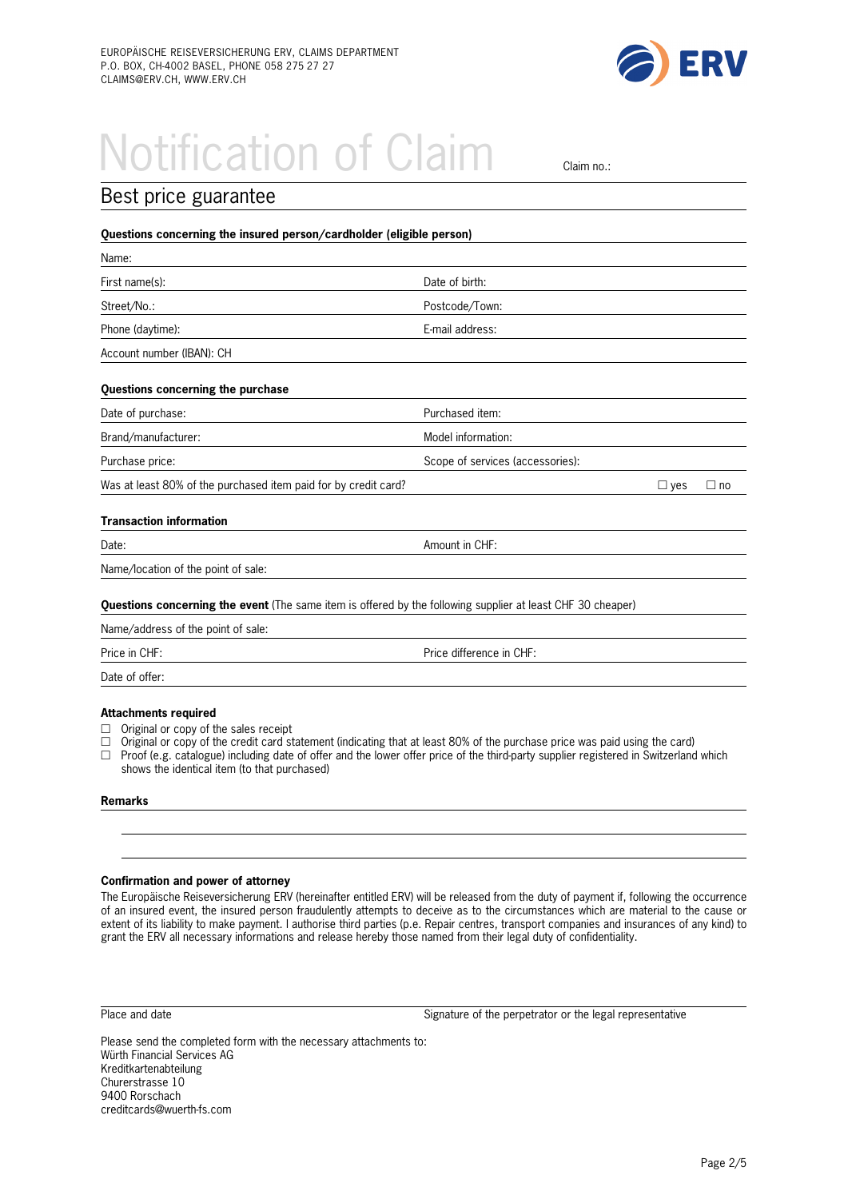EUROPÄISCHE REISEVERSICHERUNG ERV, CLAIMS DEPARTMENT
P.O. BOX, CH-4002 BASEL, PHONE 058 275 27 27
CLAIMS@ERV.CH, WWW.ERV.CH

# Notification of Claim

Claim no.:

## Best price guarantee

**Questions concerning the insured person/cardholder (eligible person)**

| | |
|---|---|
| Name: | |
| First name(s): | Date of birth: |
| Street/No.: | Postcode/Town: |
| Phone (daytime): | E-mail address: |
| Account number (IBAN): CH | |

**Questions concerning the purchase**

| | |
|---|---|
| Date of purchase: | Purchased item: |
| Brand/manufacturer: | Model information: |
| Purchase price: | Scope of services (accessories): |
| Was at least 80% of the purchased item paid for by credit card? | ☐ yes ☐ no |

**Transaction information**

| | |
|---|---|
| Date: | Amount in CHF: |
| Name/location of the point of sale: | |

**Questions concerning the event** (The same item is offered by the following supplier at least CHF 30 cheaper)

| | |
|---|---|
| Name/address of the point of sale: | |
| Price in CHF: | Price difference in CHF: |
| Date of offer: | |

**Attachments required**

- ☐ Original or copy of the sales receipt
- ☐ Original or copy of the credit card statement (indicating that at least 80% of the purchase price was paid using the card)
- ☐ Proof (e.g. catalogue) including date of offer and the lower offer price of the third-party supplier registered in Switzerland which shows the identical item (to that purchased)

**Remarks**

**Confirmation and power of attorney**

The Europäische Reiseversicherung ERV (hereinafter entitled ERV) will be released from the duty of payment if, following the occurrence of an insured event, the insured person fraudulently attempts to deceive as to the circumstances which are material to the cause or extent of its liability to make payment. I authorise third parties (p.e. Repair centres, transport companies and insurances of any kind) to grant the ERV all necessary informations and release hereby those named from their legal duty of confidentiality.

Place and date

Signature of the perpetrator or the legal representative

Please send the completed form with the necessary attachments to:
Würth Financial Services AG
Kreditkartenabteilung
Churerstrasse 10
9400 Rorschach
creditcards@wuerth-fs.com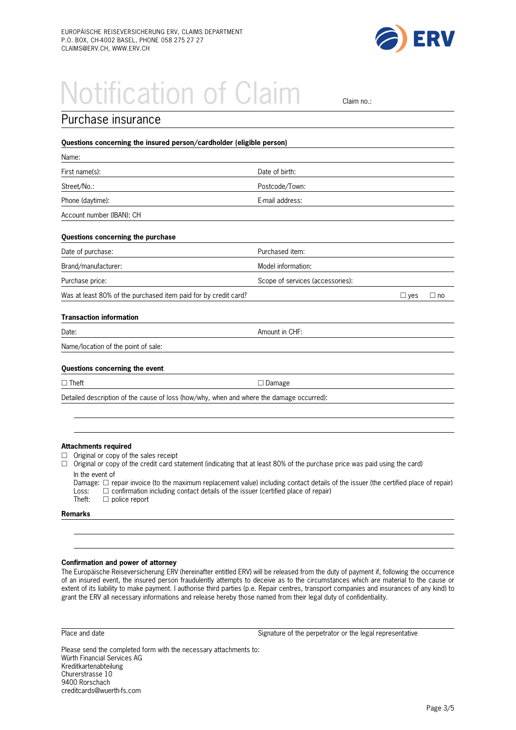EUROPÄISCHE REISEVERSICHERUNG ERV, CLAIMS DEPARTMENT
P.O. BOX, CH-4002 BASEL, PHONE 058 275 27 27
CLAIMS@ERV.CH, WWW.ERV.CH

ERV

# Notification of Claim

Claim no.:

## Purchase insurance

**Questions concerning the insured person/cardholder (eligible person)**

Name:

| | |
|---|---|
| First name(s): | Date of birth: |
| Street/No.: | Postcode/Town: |
| Phone (daytime): | E-mail address: |

Account number (IBAN): CH

**Questions concerning the purchase**

| | |
|---|---|
| Date of purchase: | Purchased item: |
| Brand/manufacturer: | Model information: |
| Purchase price: | Scope of services (accessories): |

Was at least 80% of the purchased item paid for by credit card? ☐ yes ☐ no

**Transaction information**

| | |
|---|---|
| Date: | Amount in CHF: |

Name/location of the point of sale:

**Questions concerning the event**

☐ Theft ☐ Damage

Detailed description of the cause of loss (how/why, when and where the damage occurred):

**Attachments required**

- ☐ Original or copy of the sales receipt
- ☐ Original or copy of the credit card statement (indicating that at least 80% of the purchase price was paid using the card)

In the event of
Damage: ☐ repair invoice (to the maximum replacement value) including contact details of the issuer (the certified place of repair)
Loss: ☐ confirmation including contact details of the issuer (certified place of repair)
Theft: ☐ police report

**Remarks**

**Confirmation and power of attorney**

The Europäische Reiseversicherung ERV (hereinafter entitled ERV) will be released from the duty of payment if, following the occurrence of an insured event, the insured person fraudulently attempts to deceive as to the circumstances which are material to the cause or extent of its liability to make payment. I authorise third parties (p.e. Repair centres, transport companies and insurances of any kind) to grant the ERV all necessary informations and release hereby those named from their legal duty of confidentiality.

Place and date | Signature of the perpetrator or the legal representative

Please send the completed form with the necessary attachments to:
Würth Financial Services AG
Kreditkartenabteilung
Churerstrasse 10
9400 Rorschach
creditcards@wuerth-fs.com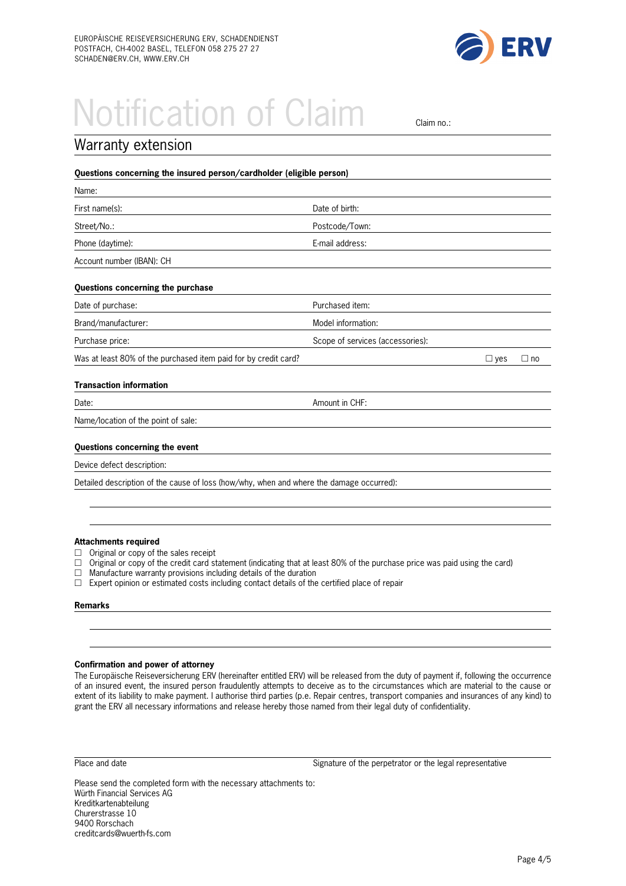EUROPÄISCHE REISEVERSICHERUNG ERV, SCHADENDIENST
POSTFACH, CH-4002 BASEL, TELEFON 058 275 27 27
SCHADEN@ERV.CH, WWW.ERV.CH

# Notification of Claim

Claim no.:

## Warranty extension

**Questions concerning the insured person/cardholder (eligible person)**

Name:

First name(s): | Date of birth:

Street/No.: | Postcode/Town:

Phone (daytime): | E-mail address:

Account number (IBAN): CH

**Questions concerning the purchase**

Date of purchase: | Purchased item:

Brand/manufacturer: | Model information:

Purchase price: | Scope of services (accessories):

Was at least 80% of the purchased item paid for by credit card? ☐ yes ☐ no

**Transaction information**

Date: | Amount in CHF:

Name/location of the point of sale:

**Questions concerning the event**

Device defect description:

Detailed description of the cause of loss (how/why, when and where the damage occurred):

**Attachments required**

- ☐ Original or copy of the sales receipt
- ☐ Original or copy of the credit card statement (indicating that at least 80% of the purchase price was paid using the card)
- ☐ Manufacture warranty provisions including details of the duration
- ☐ Expert opinion or estimated costs including contact details of the certified place of repair

**Remarks**

**Confirmation and power of attorney**

The Europäische Reiseversicherung ERV (hereinafter entitled ERV) will be released from the duty of payment if, following the occurrence of an insured event, the insured person fraudulently attempts to deceive as to the circumstances which are material to the cause or extent of its liability to make payment. I authorise third parties (p.e. Repair centres, transport companies and insurances of any kind) to grant the ERV all necessary informations and release hereby those named from their legal duty of confidentiality.

Place and date | Signature of the perpetrator or the legal representative

Please send the completed form with the necessary attachments to:
Würth Financial Services AG
Kreditkartenabteilung
Churerstrasse 10
9400 Rorschach
creditcards@wuerth-fs.com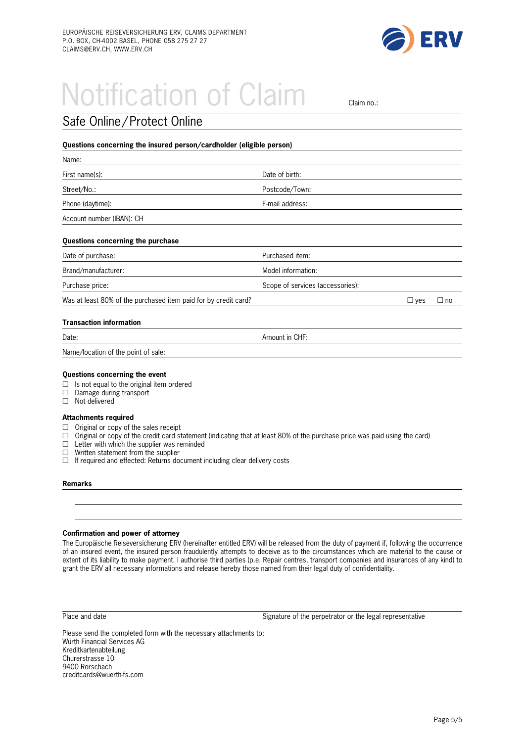EUROPÄISCHE REISEVERSICHERUNG ERV, CLAIMS DEPARTMENT
P.O. BOX, CH-4002 BASEL, PHONE 058 275 27 27
CLAIMS@ERV.CH, WWW.ERV.CH

ERV

# Notification of Claim

Claim no.:

## Safe Online / Protect Online

### Questions concerning the insured person/cardholder (eligible person)

Name:

| | |
|---|---|
| First name(s): | Date of birth: |
| Street/No.: | Postcode/Town: |
| Phone (daytime): | E-mail address: |

Account number (IBAN): CH

### Questions concerning the purchase

| | |
|---|---|
| Date of purchase: | Purchased item: |
| Brand/manufacturer: | Model information: |
| Purchase price: | Scope of services (accessories): |

Was at least 80% of the purchased item paid for by credit card? ☐ yes ☐ no

### Transaction information

| | |
|---|---|
| Date: | Amount in CHF: |

Name/location of the point of sale:

### Questions concerning the event

- ☐ Is not equal to the original item ordered
- ☐ Damage during transport
- ☐ Not delivered

### Attachments required

- ☐ Original or copy of the sales receipt
- ☐ Original or copy of the credit card statement (indicating that at least 80% of the purchase price was paid using the card)
- ☐ Letter with which the supplier was reminded
- ☐ Written statement from the supplier
- ☐ If required and effected: Returns document including clear delivery costs

### Remarks

### Confirmation and power of attorney

The Europäische Reiseversicherung ERV (hereinafter entitled ERV) will be released from the duty of payment if, following the occurrence of an insured event, the insured person fraudulently attempts to deceive as to the circumstances which are material to the cause or extent of its liability to make payment. I authorise third parties (p.e. Repair centres, transport companies and insurances of any kind) to grant the ERV all necessary informations and release hereby those named from their legal duty of confidentiality.

Place and date

Signature of the perpetrator or the legal representative

Please send the completed form with the necessary attachments to:
Würth Financial Services AG
Kreditkartenabteilung
Churerstrasse 10
9400 Rorschach
creditcards@wuerth-fs.com